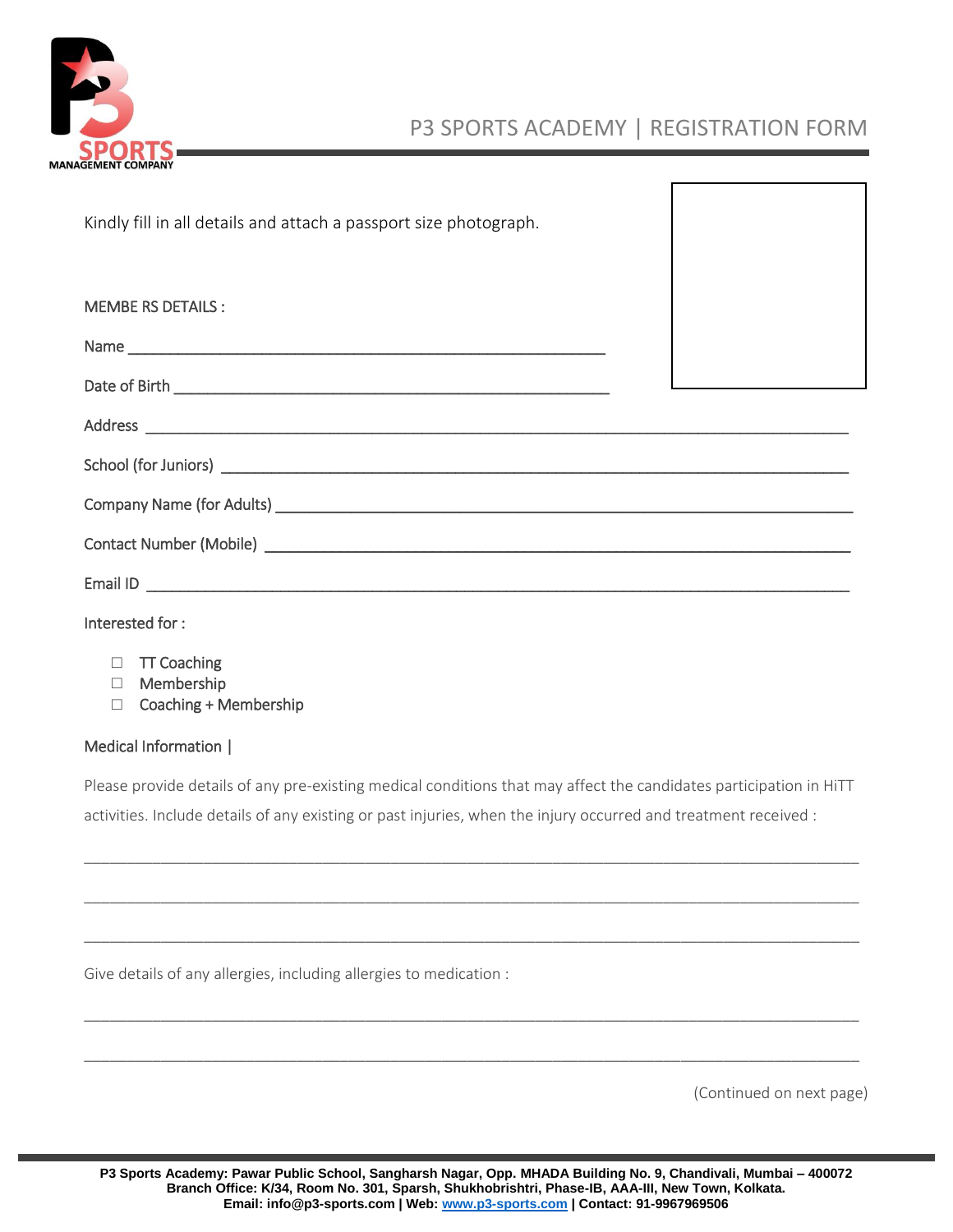# P3 SPORTS ACADEMY | REGISTRATION FORM

Kindly fill in all details and attach a passport size photograph.

MEMBE RS DETAILS :

Name ____________________________________________________

Date of Birth ________________________________________________

Address ______________________________________________________________________________

School (for Juniors) ______________________________________________________________________

Company Name (for Adults) _________________________________________________________________

Contact Number (Mobile) ___________________________________________________________________

Email ID ______________________________________________________________________________

Interested for :

- ☐ TT Coaching
- ☐ Membership
- ☐ Coaching + Membership

Medical Information |

Please provide details of any pre-existing medical conditions that may affect the candidates participation in HiTT activities. Include details of any existing or past injuries, when the injury occurred and treatment received :

_______________________________________________________________________________________

_______________________________________________________________________________________

_______________________________________________________________________________________

Give details of any allergies, including allergies to medication :

_______________________________________________________________________________________

_______________________________________________________________________________________

(Continued on next page)

**P3 Sports Academy: Pawar Public School, Sangharsh Nagar, Opp. MHADA Building No. 9, Chandivali, Mumbai – 400072**
**Branch Office: K/34, Room No. 301, Sparsh, Shukhobrishtri, Phase-IB, AAA-III, New Town, Kolkata.**
**Email: info@p3-sports.com | Web: www.p3-sports.com | Contact: 91-9967969506**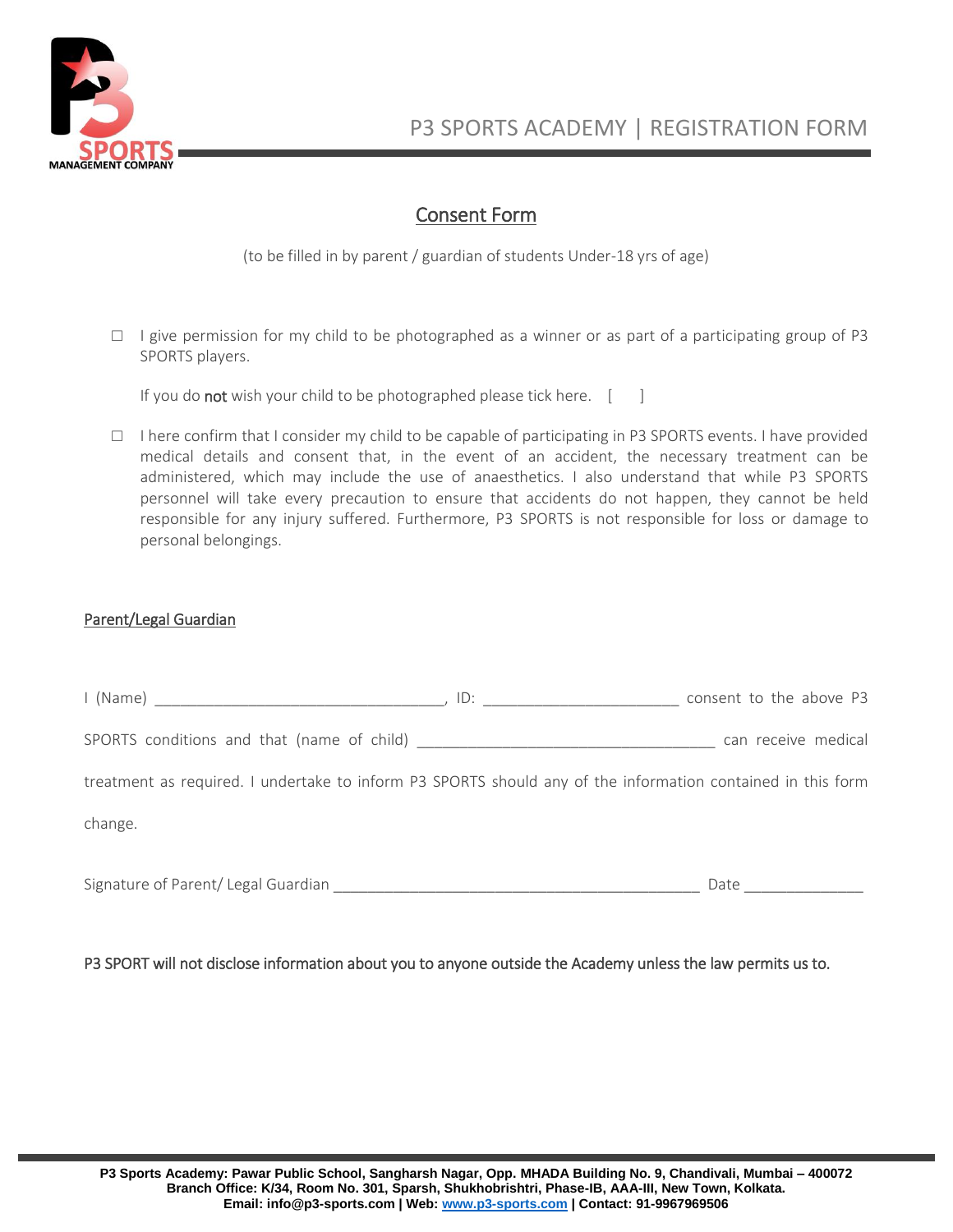P3 SPORTS ACADEMY | REGISTRATION FORM

## Consent Form

(to be filled in by parent / guardian of students Under-18 yrs of age)

☐ I give permission for my child to be photographed as a winner or as part of a participating group of P3 SPORTS players.

If you do **not** wish your child to be photographed please tick here. [ ]

☐ I here confirm that I consider my child to be capable of participating in P3 SPORTS events. I have provided medical details and consent that, in the event of an accident, the necessary treatment can be administered, which may include the use of anaesthetics. I also understand that while P3 SPORTS personnel will take every precaution to ensure that accidents do not happen, they cannot be held responsible for any injury suffered. Furthermore, P3 SPORTS is not responsible for loss or damage to personal belongings.

### Parent/Legal Guardian

I (Name) ________________________________, ID: ______________________ consent to the above P3 SPORTS conditions and that (name of child) _________________________________ can receive medical treatment as required. I undertake to inform P3 SPORTS should any of the information contained in this form change.

Signature of Parent/ Legal Guardian ________________________________________ Date _____________

P3 SPORT will not disclose information about you to anyone outside the Academy unless the law permits us to.

**P3 Sports Academy: Pawar Public School, Sangharsh Nagar, Opp. MHADA Building No. 9, Chandivali, Mumbai – 400072**
**Branch Office: K/34, Room No. 301, Sparsh, Shukhobrishtri, Phase-IB, AAA-III, New Town, Kolkata.**
**Email: info@p3-sports.com | Web: www.p3-sports.com | Contact: 91-9967969506**